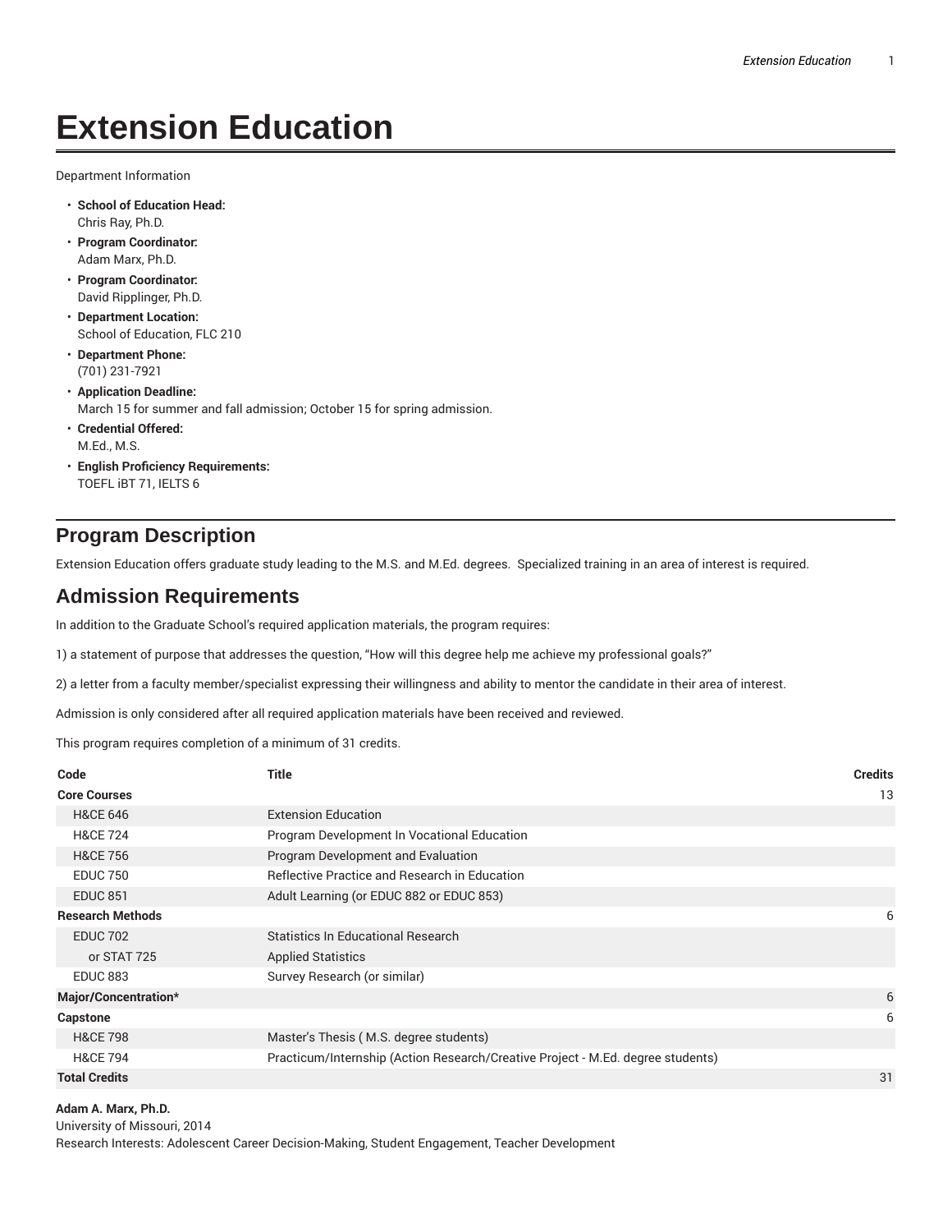# Extension Education

Department Information

- **School of Education Head:**
  Chris Ray, Ph.D.
- **Program Coordinator:**
  Adam Marx, Ph.D.
- **Program Coordinator:**
  David Ripplinger, Ph.D.
- **Department Location:**
  School of Education, FLC 210
- **Department Phone:**
  (701) 231-7921
- **Application Deadline:**
  March 15 for summer and fall admission; October 15 for spring admission.
- **Credential Offered:**
  M.Ed., M.S.
- **English Proficiency Requirements:**
  TOEFL iBT 71, IELTS 6

## Program Description

Extension Education offers graduate study leading to the M.S. and M.Ed. degrees. Specialized training in an area of interest is required.

## Admission Requirements

In addition to the Graduate School's required application materials, the program requires:

1) a statement of purpose that addresses the question, "How will this degree help me achieve my professional goals?"

2) a letter from a faculty member/specialist expressing their willingness and ability to mentor the candidate in their area of interest.

Admission is only considered after all required application materials have been received and reviewed.

This program requires completion of a minimum of 31 credits.

| Code | Title | Credits |
|---|---|---|
| **Core Courses** | | 13 |
| H&CE 646 | Extension Education | |
| H&CE 724 | Program Development In Vocational Education | |
| H&CE 756 | Program Development and Evaluation | |
| EDUC 750 | Reflective Practice and Research in Education | |
| EDUC 851 | Adult Learning (or EDUC 882 or EDUC 853) | |
| **Research Methods** | | 6 |
| EDUC 702 | Statistics In Educational Research | |
| or STAT 725 | Applied Statistics | |
| EDUC 883 | Survey Research (or similar) | |
| **Major/Concentration*** | | 6 |
| **Capstone** | | 6 |
| H&CE 798 | Master's Thesis ( M.S. degree students) | |
| H&CE 794 | Practicum/Internship (Action Research/Creative Project - M.Ed. degree students) | |
| **Total Credits** | | 31 |

**Adam A. Marx, Ph.D.**
University of Missouri, 2014
Research Interests: Adolescent Career Decision-Making, Student Engagement, Teacher Development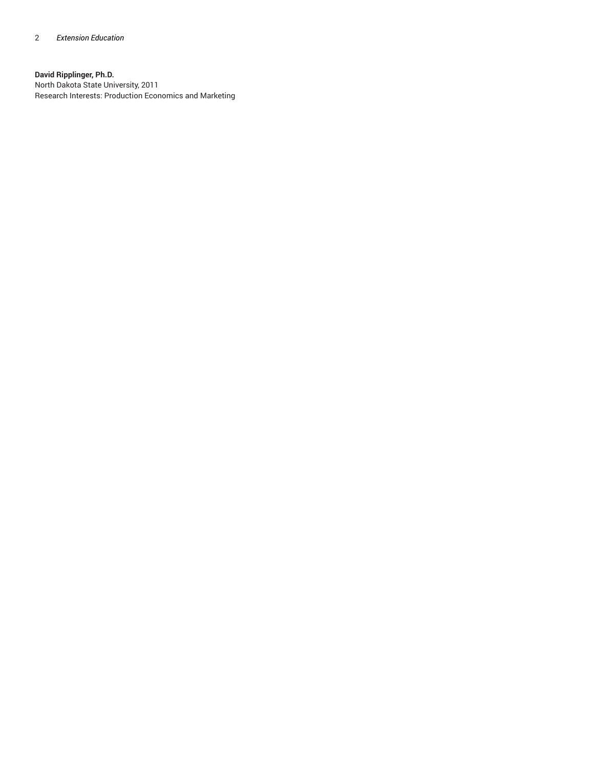**David Ripplinger, Ph.D.**
North Dakota State University, 2011
Research Interests: Production Economics and Marketing